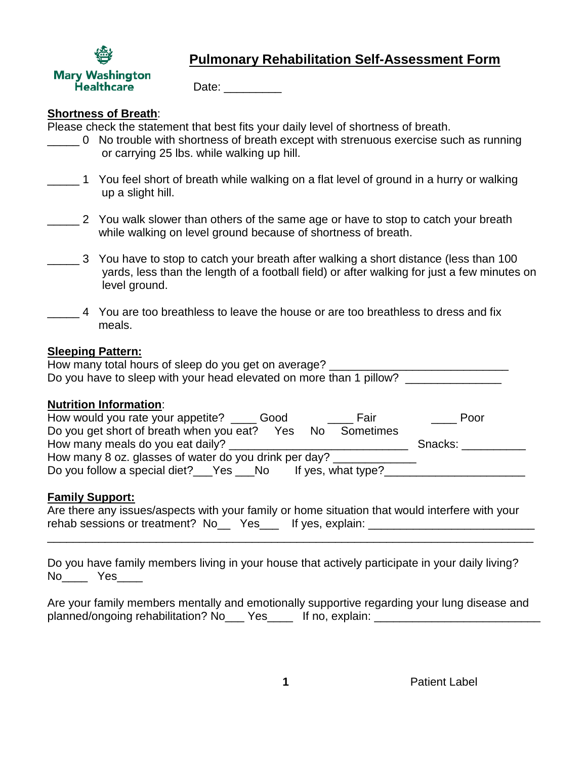Mary Washington Healthcare

# Pulmonary Rehabilitation Self-Assessment Form

Date: _________

## Shortness of Breath:

Please check the statement that best fits your daily level of shortness of breath.

_____ 0 No trouble with shortness of breath except with strenuous exercise such as running or carrying 25 lbs. while walking up hill.

_____ 1 You feel short of breath while walking on a flat level of ground in a hurry or walking up a slight hill.

_____ 2 You walk slower than others of the same age or have to stop to catch your breath while walking on level ground because of shortness of breath.

_____ 3 You have to stop to catch your breath after walking a short distance (less than 100 yards, less than the length of a football field) or after walking for just a few minutes on level ground.

_____ 4 You are too breathless to leave the house or are too breathless to dress and fix meals.

## Sleeping Pattern:

How many total hours of sleep do you get on average? ____________________________

Do you have to sleep with your head elevated on more than 1 pillow? _______________

## Nutrition Information:

How would you rate your appetite? ____ Good ____ Fair ____ Poor

Do you get short of breath when you eat? Yes No Sometimes

How many meals do you eat daily? ____________________________ Snacks: __________

How many 8 oz. glasses of water do you drink per day? _____________

Do you follow a special diet?___Yes ___No If yes, what type?______________________

## Family Support:

Are there any issues/aspects with your family or home situation that would interfere with your rehab sessions or treatment? No__ Yes___ If yes, explain: _________________________

_____________________________________________________________________________

Do you have family members living in your house that actively participate in your daily living? No____ Yes____

Are your family members mentally and emotionally supportive regarding your lung disease and planned/ongoing rehabilitation? No___ Yes____ If no, explain: _________________________

Patient Label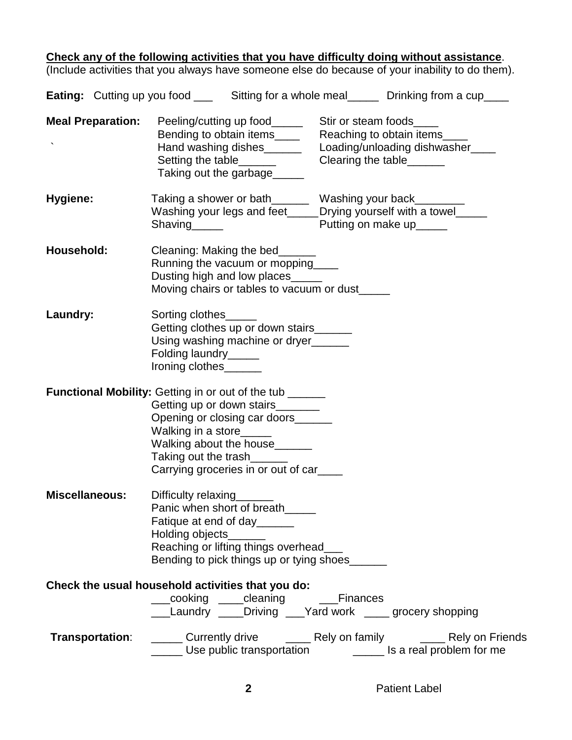**Check any of the following activities that you have difficulty doing without assistance**.
(Include activities that you always have someone else do because of your inability to do them).

**Eating:** Cutting up you food ___ Sitting for a whole meal_____ Drinking from a cup____

**Meal Preparation:**
Peeling/cutting up food_____ Stir or steam foods____
Bending to obtain items____ Reaching to obtain items____
Hand washing dishes______ Loading/unloading dishwasher____
Setting the table______ Clearing the table______
Taking out the garbage_____

**Hygiene:**
Taking a shower or bath______ Washing your back________
Washing your legs and feet_____ Drying yourself with a towel_____
Shaving_____ Putting on make up_____

**Household:**
Cleaning: Making the bed______
Running the vacuum or mopping____
Dusting high and low places_____
Moving chairs or tables to vacuum or dust_____

**Laundry:**
Sorting clothes_____
Getting clothes up or down stairs______
Using washing machine or dryer______
Folding laundry_____
Ironing clothes______

**Functional Mobility:** Getting in or out of the tub ______
Getting up or down stairs_______
Opening or closing car doors______
Walking in a store_____
Walking about the house______
Taking out the trash______
Carrying groceries in or out of car____

**Miscellaneous:**
Difficulty relaxing______
Panic when short of breath_____
Fatique at end of day______
Holding objects______
Reaching or lifting things overhead___
Bending to pick things up or tying shoes______

**Check the usual household activities that you do:**
___cooking ____cleaning ___Finances
___Laundry ____Driving ___Yard work ____ grocery shopping

**Transportation**:
_____ Currently drive ____ Rely on family ____ Rely on Friends
_____ Use public transportation _____ Is a real problem for me

Patient Label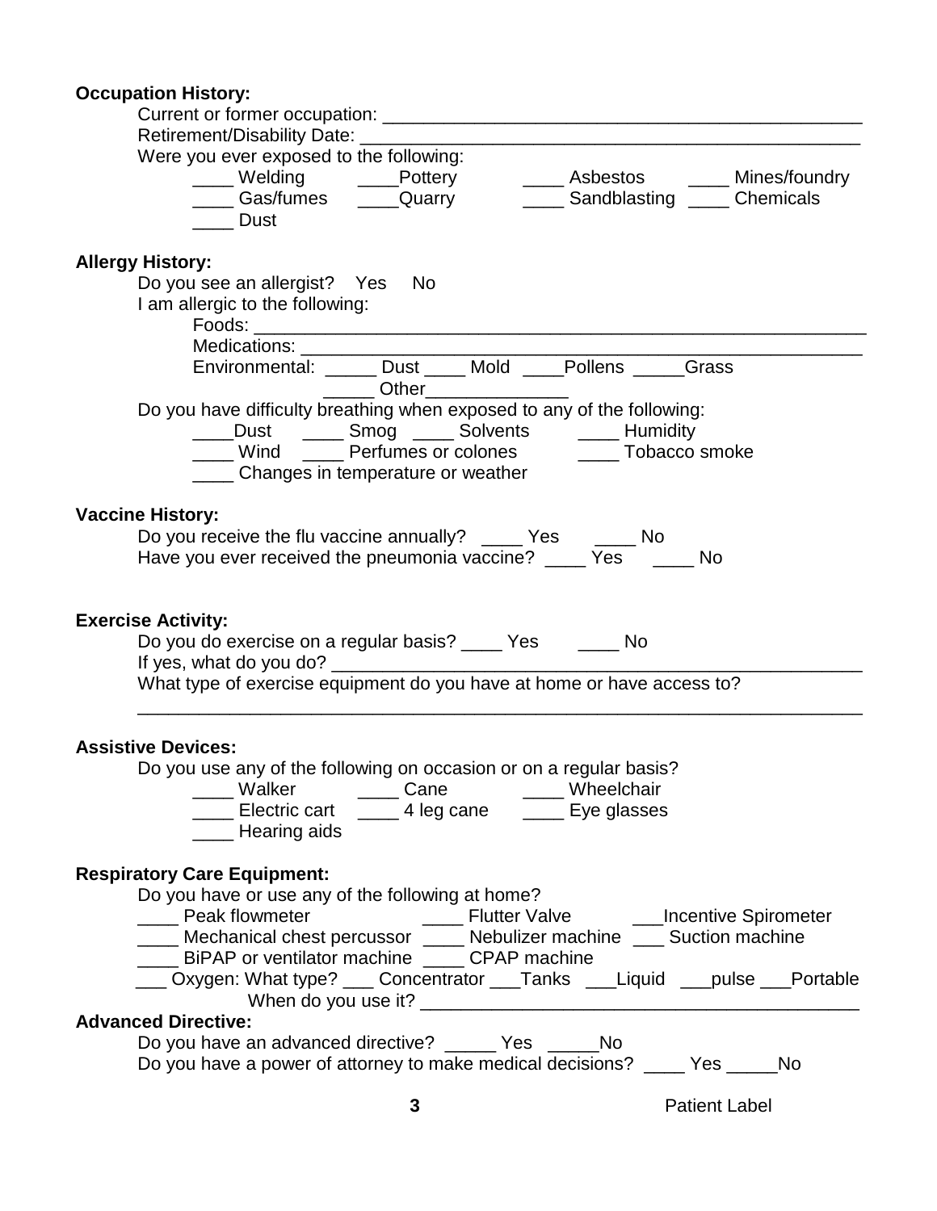**Occupation History:**

Current or former occupation: ______________________________________________

Retirement/Disability Date: ________________________________________________

Were you ever exposed to the following:

____ Welding ____Pottery ____ Asbestos ____ Mines/foundry

____ Gas/fumes ____Quarry ____ Sandblasting ____ Chemicals

____ Dust

**Allergy History:**

Do you see an allergist? Yes No

I am allergic to the following:

Foods: ____________________________________________________________

Medications: _______________________________________________________

Environmental: _____ Dust ____ Mold ____Pollens _____Grass

_____ Other______________

Do you have difficulty breathing when exposed to any of the following:

____Dust ____ Smog ____ Solvents ____ Humidity

____ Wind ____ Perfumes or colones ____ Tobacco smoke

____ Changes in temperature or weather

**Vaccine History:**

Do you receive the flu vaccine annually? ____ Yes ____ No

Have you ever received the pneumonia vaccine? ____ Yes ____ No

**Exercise Activity:**

Do you do exercise on a regular basis? ____ Yes ____ No

If yes, what do you do? ____________________________________________________

What type of exercise equipment do you have at home or have access to?

_________________________________________________________________________

**Assistive Devices:**

Do you use any of the following on occasion or on a regular basis?

____ Walker ____ Cane ____ Wheelchair

____ Electric cart ____ 4 leg cane ____ Eye glasses

____ Hearing aids

**Respiratory Care Equipment:**

Do you have or use any of the following at home?

____ Peak flowmeter ____ Flutter Valve ___Incentive Spirometer

____ Mechanical chest percussor ____ Nebulizer machine ___ Suction machine

____ BiPAP or ventilator machine ____ CPAP machine

___ Oxygen: What type? ___ Concentrator ___Tanks ___Liquid ___pulse ___Portable

When do you use it? ____________________________________________

**Advanced Directive:**

Do you have an advanced directive? _____ Yes _____No

Do you have a power of attorney to make medical decisions? ____ Yes _____No

Patient Label